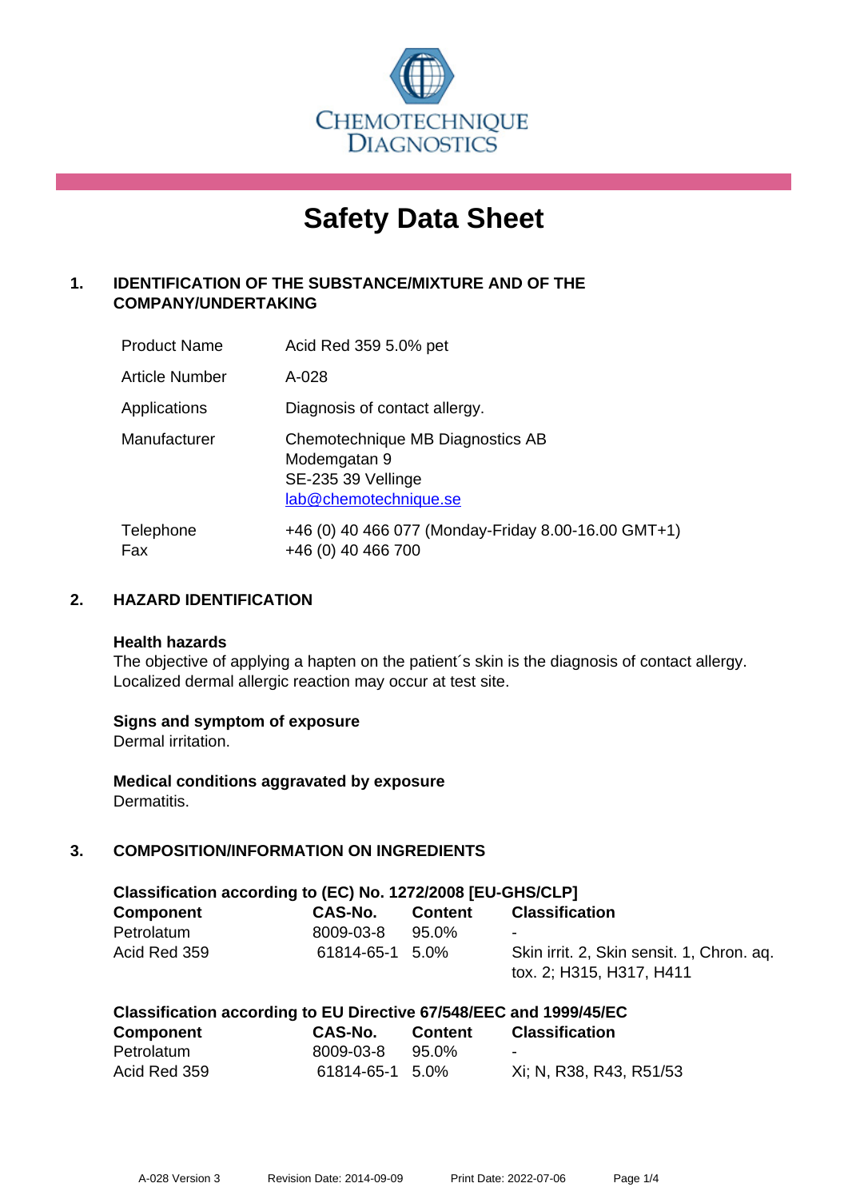CHEMOTECHNIQUE DIAGNOSTICS

# Safety Data Sheet

## 1. IDENTIFICATION OF THE SUBSTANCE/MIXTURE AND OF THE COMPANY/UNDERTAKING

| | |
|---|---|
| Product Name | Acid Red 359 5.0% pet |
| Article Number | A-028 |
| Applications | Diagnosis of contact allergy. |
| Manufacturer | Chemotechnique MB Diagnostics AB<br>Modemgatan 9<br>SE-235 39 Vellinge<br>lab@chemotechnique.se |
| Telephone<br>Fax | +46 (0) 40 466 077 (Monday-Friday 8.00-16.00 GMT+1)<br>+46 (0) 40 466 700 |

## 2. HAZARD IDENTIFICATION

**Health hazards**

The objective of applying a hapten on the patient´s skin is the diagnosis of contact allergy. Localized dermal allergic reaction may occur at test site.

**Signs and symptom of exposure**

Dermal irritation.

**Medical conditions aggravated by exposure**

Dermatitis.

## 3. COMPOSITION/INFORMATION ON INGREDIENTS

**Classification according to (EC) No. 1272/2008 [EU-GHS/CLP]**

| Component | CAS-No. | Content | Classification |
|---|---|---|---|
| Petrolatum | 8009-03-8 | 95.0% | - |
| Acid Red 359 | 61814-65-1 | 5.0% | Skin irrit. 2, Skin sensit. 1, Chron. aq. tox. 2; H315, H317, H411 |

**Classification according to EU Directive 67/548/EEC and 1999/45/EC**

| Component | CAS-No. | Content | Classification |
|---|---|---|---|
| Petrolatum | 8009-03-8 | 95.0% | - |
| Acid Red 359 | 61814-65-1 | 5.0% | Xi; N, R38, R43, R51/53 |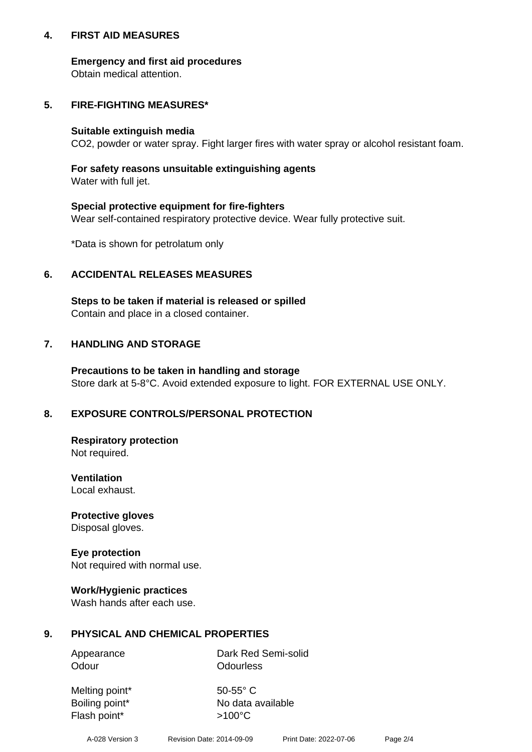## 4. FIRST AID MEASURES

**Emergency and first aid procedures**
Obtain medical attention.

## 5. FIRE-FIGHTING MEASURES*

**Suitable extinguish media**
$CO_2$, powder or water spray. Fight larger fires with water spray or alcohol resistant foam.

**For safety reasons unsuitable extinguishing agents**
Water with full jet.

**Special protective equipment for fire-fighters**
Wear self-contained respiratory protective device. Wear fully protective suit.

*Data is shown for petrolatum only

## 6. ACCIDENTAL RELEASES MEASURES

**Steps to be taken if material is released or spilled**
Contain and place in a closed container.

## 7. HANDLING AND STORAGE

**Precautions to be taken in handling and storage**
Store dark at 5-8°C. Avoid extended exposure to light. FOR EXTERNAL USE ONLY.

## 8. EXPOSURE CONTROLS/PERSONAL PROTECTION

**Respiratory protection**
Not required.

**Ventilation**
Local exhaust.

**Protective gloves**
Disposal gloves.

**Eye protection**
Not required with normal use.

**Work/Hygienic practices**
Wash hands after each use.

## 9. PHYSICAL AND CHEMICAL PROPERTIES

| | |
|---|---|
| Appearance | Dark Red Semi-solid |
| Odour | Odourless |
| Melting point* | 50-55° C |
| Boiling point* | No data available |
| Flash point* | >100°C |

A-028 Version 3 Revision Date: 2014-09-09 Print Date: 2022-07-06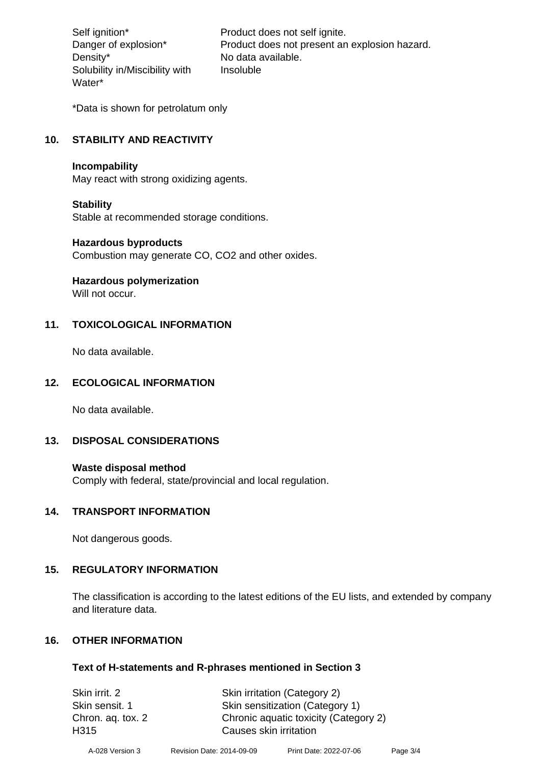| | |
|---|---|
| Self ignition* | Product does not self ignite. |
| Danger of explosion* | Product does not present an explosion hazard. |
| Density* | No data available. |
| Solubility in/Miscibility with Water* | Insoluble |

*Data is shown for petrolatum only

## 10. STABILITY AND REACTIVITY

**Incompability**
May react with strong oxidizing agents.

**Stability**
Stable at recommended storage conditions.

**Hazardous byproducts**
Combustion may generate CO, $CO_2$ and other oxides.

**Hazardous polymerization**
Will not occur.

## 11. TOXICOLOGICAL INFORMATION

No data available.

## 12. ECOLOGICAL INFORMATION

No data available.

## 13. DISPOSAL CONSIDERATIONS

**Waste disposal method**
Comply with federal, state/provincial and local regulation.

## 14. TRANSPORT INFORMATION

Not dangerous goods.

## 15. REGULATORY INFORMATION

The classification is according to the latest editions of the EU lists, and extended by company and literature data.

## 16. OTHER INFORMATION

**Text of H-statements and R-phrases mentioned in Section 3**

| | |
|---|---|
| Skin irrit. 2 | Skin irritation (Category 2) |
| Skin sensit. 1 | Skin sensitization (Category 1) |
| Chron. aq. tox. 2 | Chronic aquatic toxicity (Category 2) |
| H315 | Causes skin irritation |

A-028 Version 3 Revision Date: 2014-09-09 Print Date: 2022-07-06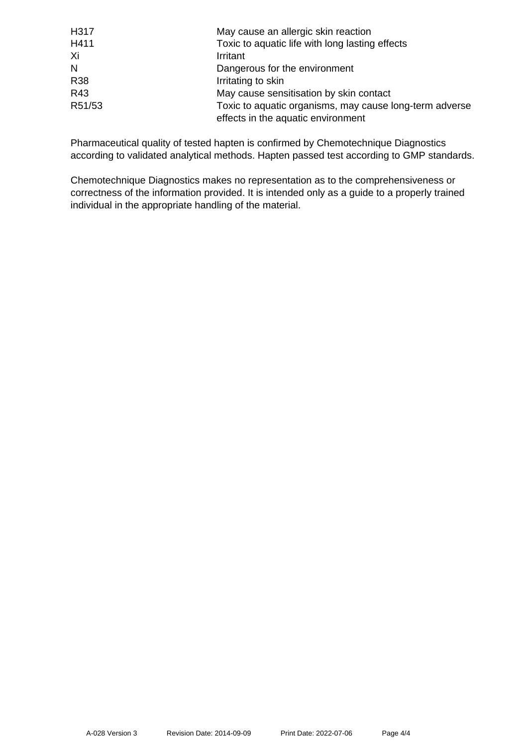| | |
|---|---|
| H317 | May cause an allergic skin reaction |
| H411 | Toxic to aquatic life with long lasting effects |
| Xi | Irritant |
| N | Dangerous for the environment |
| R38 | Irritating to skin |
| R43 | May cause sensitisation by skin contact |
| R51/53 | Toxic to aquatic organisms, may cause long-term adverse effects in the aquatic environment |

Pharmaceutical quality of tested hapten is confirmed by Chemotechnique Diagnostics according to validated analytical methods. Hapten passed test according to GMP standards.

Chemotechnique Diagnostics makes no representation as to the comprehensiveness or correctness of the information provided. It is intended only as a guide to a properly trained individual in the appropriate handling of the material.